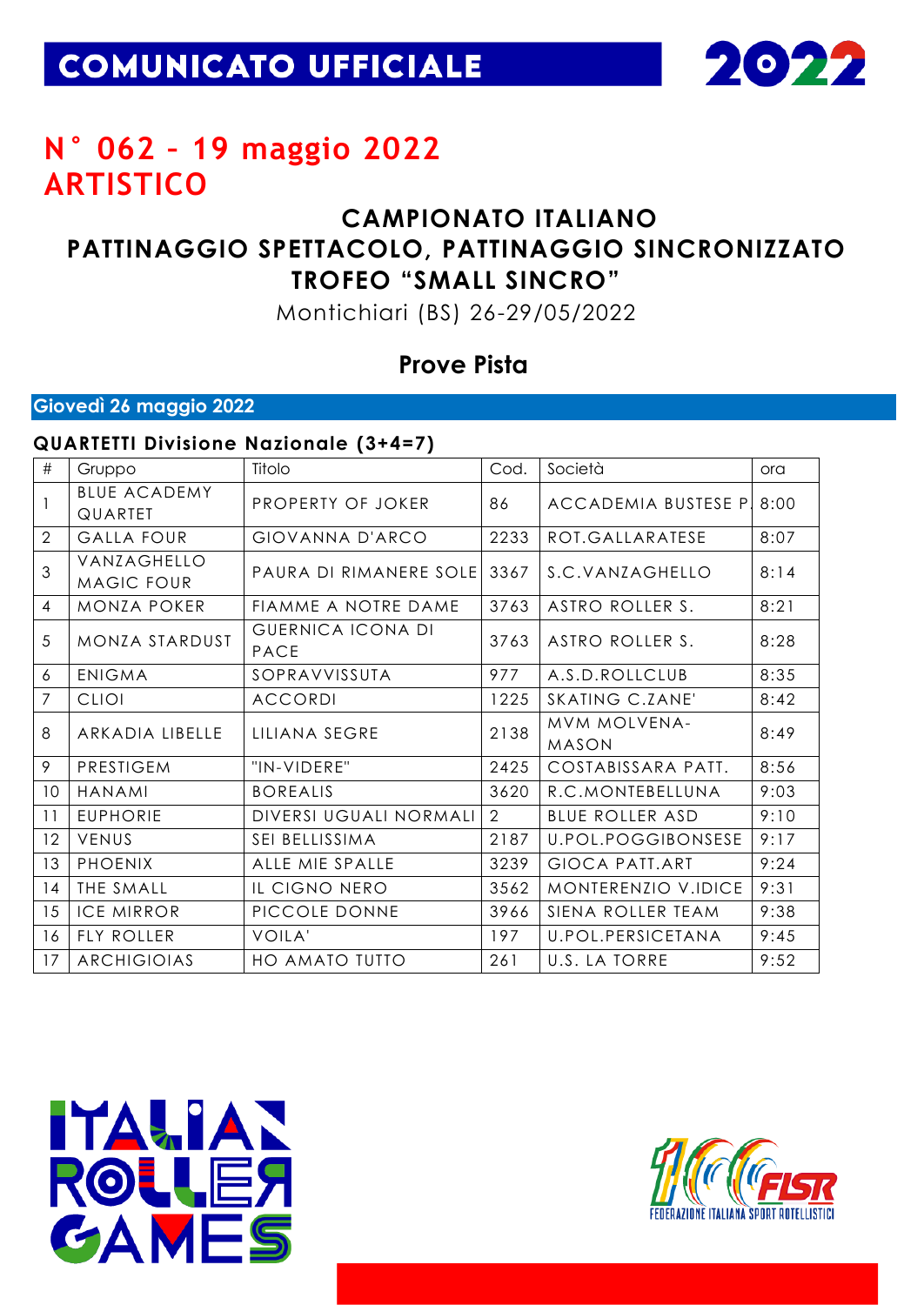# COMUNICATO UFFICIALE

2022

## N° 062 – 19 maggio 2022
## ARTISTICO

### CAMPIONATO ITALIANO
### PATTINAGGIO SPETTACOLO, PATTINAGGIO SINCRONIZZATO
### TROFEO "SMALL SINCRO"

Montichiari (BS) 26-29/05/2022

### Prove Pista

**Giovedì 26 maggio 2022**

**QUARTETTI Divisione Nazionale (3+4=7)**

| # | Gruppo | Titolo | Cod. | Società | ora |
|---|---|---|---|---|---|
| 1 | BLUE ACADEMY QUARTET | PROPERTY OF JOKER | 86 | ACCADEMIA BUSTESE P. | 8:00 |
| 2 | GALLA FOUR | GIOVANNA D'ARCO | 2233 | ROT.GALLARATESE | 8:07 |
| 3 | VANZAGHELLO MAGIC FOUR | PAURA DI RIMANERE SOLE | 3367 | S.C.VANZAGHELLO | 8:14 |
| 4 | MONZA POKER | FIAMME A NOTRE DAME | 3763 | ASTRO ROLLER S. | 8:21 |
| 5 | MONZA STARDUST | GUERNICA ICONA DI PACE | 3763 | ASTRO ROLLER S. | 8:28 |
| 6 | ENIGMA | SOPRAVVISSUTA | 977 | A.S.D.ROLLCLUB | 8:35 |
| 7 | CLIOI | ACCORDI | 1225 | SKATING C.ZANE' | 8:42 |
| 8 | ARKADIA LIBELLE | LILIANA SEGRE | 2138 | MVM MOLVENA-MASON | 8:49 |
| 9 | PRESTIGEM | "IN-VIDERE" | 2425 | COSTABISSARA PATT. | 8:56 |
| 10 | HANAMI | BOREALIS | 3620 | R.C.MONTEBELLUNA | 9:03 |
| 11 | EUPHORIE | DIVERSI UGUALI NORMALI | 2 | BLUE ROLLER ASD | 9:10 |
| 12 | VENUS | SEI BELLISSIMA | 2187 | U.POL.POGGIBONSESE | 9:17 |
| 13 | PHOENIX | ALLE MIE SPALLE | 3239 | GIOCA PATT.ART | 9:24 |
| 14 | THE SMALL | IL CIGNO NERO | 3562 | MONTERENZIO V.IDICE | 9:31 |
| 15 | ICE MIRROR | PICCOLE DONNE | 3966 | SIENA ROLLER TEAM | 9:38 |
| 16 | FLY ROLLER | VOILA' | 197 | U.POL.PERSICETANA | 9:45 |
| 17 | ARCHIGIOIAS | HO AMATO TUTTO | 261 | U.S. LA TORRE | 9:52 |

ITALIAN ROLLER GAMES

FISR FEDERAZIONE ITALIANA SPORT ROTELLISTICI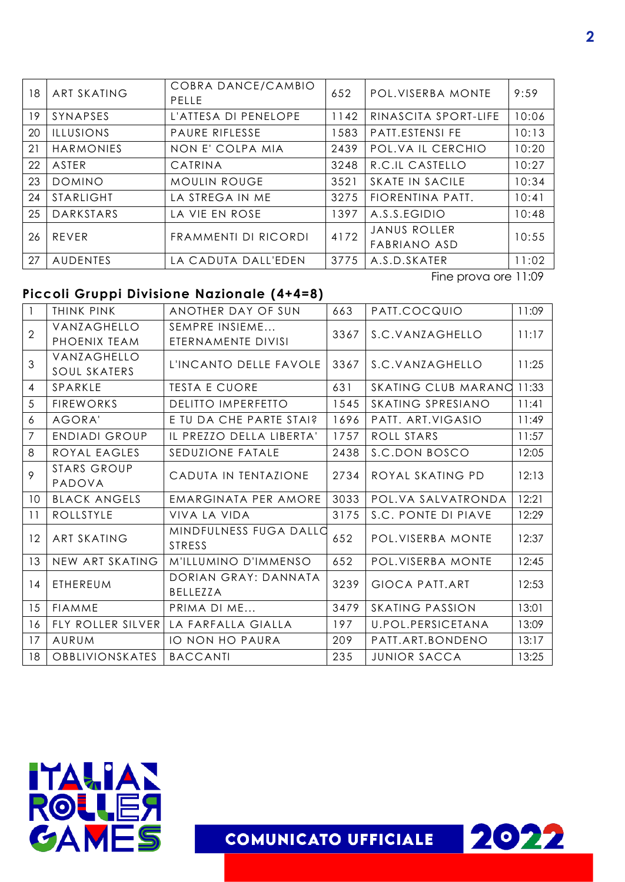| 18 | ART SKATING | COBRA DANCE/CAMBIO PELLE | 652 | POL.VISERBA MONTE | 9:59 |
|---|---|---|---|---|---|
| 19 | SYNAPSES | L'ATTESA DI PENELOPE | 1142 | RINASCITA SPORT-LIFE | 10:06 |
| 20 | ILLUSIONS | PAURE RIFLESSE | 1583 | PATT.ESTENSI FE | 10:13 |
| 21 | HARMONIES | NON E' COLPA MIA | 2439 | POL.VA IL CERCHIO | 10:20 |
| 22 | ASTER | CATRINA | 3248 | R.C.IL CASTELLO | 10:27 |
| 23 | DOMINO | MOULIN ROUGE | 3521 | SKATE IN SACILE | 10:34 |
| 24 | STARLIGHT | LA STREGA IN ME | 3275 | FIORENTINA PATT. | 10:41 |
| 25 | DARKSTARS | LA VIE EN ROSE | 1397 | A.S.S.EGIDIO | 10:48 |
| 26 | REVER | FRAMMENTI DI RICORDI | 4172 | JANUS ROLLER FABRIANO ASD | 10:55 |
| 27 | AUDENTES | LA CADUTA DALL'EDEN | 3775 | A.S.D.SKATER | 11:02 |

Fine prova ore 11:09

## Piccoli Gruppi Divisione Nazionale (4+4=8)

| 1 | THINK PINK | ANOTHER DAY OF SUN | 663 | PATT.COCQUIO | 11:09 |
|---|---|---|---|---|---|
| 2 | VANZAGHELLO PHOENIX TEAM | SEMPRE INSIEME… ETERNAMENTE DIVISI | 3367 | S.C.VANZAGHELLO | 11:17 |
| 3 | VANZAGHELLO SOUL SKATERS | L'INCANTO DELLE FAVOLE | 3367 | S.C.VANZAGHELLO | 11:25 |
| 4 | SPARKLE | TESTA E CUORE | 631 | SKATING CLUB MARANO | 11:33 |
| 5 | FIREWORKS | DELITTO IMPERFETTO | 1545 | SKATING SPRESIANO | 11:41 |
| 6 | AGORA' | E TU DA CHE PARTE STAI? | 1696 | PATT. ART.VIGASIO | 11:49 |
| 7 | ENDIADI GROUP | IL PREZZO DELLA LIBERTA' | 1757 | ROLL STARS | 11:57 |
| 8 | ROYAL EAGLES | SEDUZIONE FATALE | 2438 | S.C.DON BOSCO | 12:05 |
| 9 | STARS GROUP PADOVA | CADUTA IN TENTAZIONE | 2734 | ROYAL SKATING PD | 12:13 |
| 10 | BLACK ANGELS | EMARGINATA PER AMORE | 3033 | POL.VA SALVATRONDA | 12:21 |
| 11 | ROLLSTYLE | VIVA LA VIDA | 3175 | S.C. PONTE DI PIAVE | 12:29 |
| 12 | ART SKATING | MINDFULNESS FUGA DALLO STRESS | 652 | POL.VISERBA MONTE | 12:37 |
| 13 | NEW ART SKATING | M'ILLUMINO D'IMMENSO | 652 | POL.VISERBA MONTE | 12:45 |
| 14 | ETHEREUM | DORIAN GRAY: DANNATA BELLEZZA | 3239 | GIOCA PATT.ART | 12:53 |
| 15 | FIAMME | PRIMA DI ME… | 3479 | SKATING PASSION | 13:01 |
| 16 | FLY ROLLER SILVER | LA FARFALLA GIALLA | 197 | U.POL.PERSICETANA | 13:09 |
| 17 | AURUM | IO NON HO PAURA | 209 | PATT.ART.BONDENO | 13:17 |
| 18 | OBBLIVIONSKATES | BACCANTI | 235 | JUNIOR SACCA | 13:25 |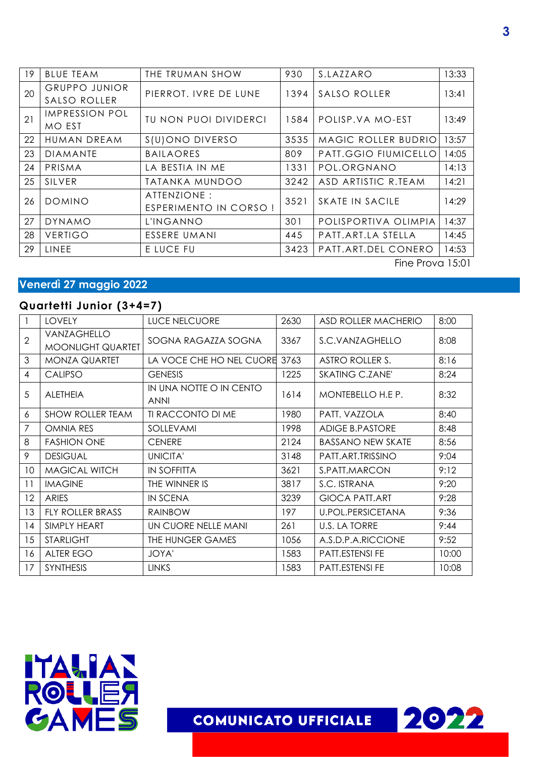| 19 | BLUE TEAM | THE TRUMAN SHOW | 930 | S.LAZZARO | 13:33 |
|---|---|---|---|---|---|
| 20 | GRUPPO JUNIOR SALSO ROLLER | PIERROT. IVRE DE LUNE | 1394 | SALSO ROLLER | 13:41 |
| 21 | IMPRESSION POL MO EST | TU NON PUOI DIVIDERCI | 1584 | POLISP.VA MO-EST | 13:49 |
| 22 | HUMAN DREAM | S(U)ONO DIVERSO | 3535 | MAGIC ROLLER BUDRIO | 13:57 |
| 23 | DIAMANTE | BAILAORES | 809 | PATT.GGIO FIUMICELLO | 14:05 |
| 24 | PRISMA | LA BESTIA IN ME | 1331 | POL.ORGNANO | 14:13 |
| 25 | SILVER | TATANKA MUNDOO | 3242 | ASD ARTISTIC R.TEAM | 14:21 |
| 26 | DOMINO | ATTENZIONE : ESPERIMENTO IN CORSO ! | 3521 | SKATE IN SACILE | 14:29 |
| 27 | DYNAMO | L'INGANNO | 301 | POLISPORTIVA OLIMPIA | 14:37 |
| 28 | VERTIGO | ESSERE UMANI | 445 | PATT.ART.LA STELLA | 14:45 |
| 29 | LINEE | E LUCE FU | 3423 | PATT.ART.DEL CONERO | 14:53 |

Fine Prova 15:01

## Venerdì 27 maggio 2022

### Quartetti Junior (3+4=7)

| 1 | LOVELY | LUCE NELCUORE | 2630 | ASD ROLLER MACHERIO | 8:00 |
|---|---|---|---|---|---|
| 2 | VANZAGHELLO MOONLIGHT QUARTET | SOGNA RAGAZZA SOGNA | 3367 | S.C.VANZAGHELLO | 8:08 |
| 3 | MONZA QUARTET | LA VOCE CHE HO NEL CUORE | 3763 | ASTRO ROLLER S. | 8:16 |
| 4 | CALIPSO | GENESIS | 1225 | SKATING C.ZANE' | 8:24 |
| 5 | ALETHEIA | IN UNA NOTTE O IN CENTO ANNI | 1614 | MONTEBELLO H.E P. | 8:32 |
| 6 | SHOW ROLLER TEAM | TI RACCONTO DI ME | 1980 | PATT. VAZZOLA | 8:40 |
| 7 | OMNIA RES | SOLLEVAMI | 1998 | ADIGE B.PASTORE | 8:48 |
| 8 | FASHION ONE | CENERE | 2124 | BASSANO NEW SKATE | 8:56 |
| 9 | DESIGUAL | UNICITA' | 3148 | PATT.ART.TRISSINO | 9:04 |
| 10 | MAGICAL WITCH | IN SOFFITTA | 3621 | S.PATT.MARCON | 9:12 |
| 11 | IMAGINE | THE WINNER IS | 3817 | S.C. ISTRANA | 9:20 |
| 12 | ARIES | IN SCENA | 3239 | GIOCA PATT.ART | 9:28 |
| 13 | FLY ROLLER BRASS | RAINBOW | 197 | U.POL.PERSICETANA | 9:36 |
| 14 | SIMPLY HEART | UN CUORE NELLE MANI | 261 | U.S. LA TORRE | 9:44 |
| 15 | STARLIGHT | THE HUNGER GAMES | 1056 | A.S.D.P.A.RICCIONE | 9:52 |
| 16 | ALTER EGO | JOYA' | 1583 | PATT.ESTENSI FE | 10:00 |
| 17 | SYNTHESIS | LINKS | 1583 | PATT.ESTENSI FE | 10:08 |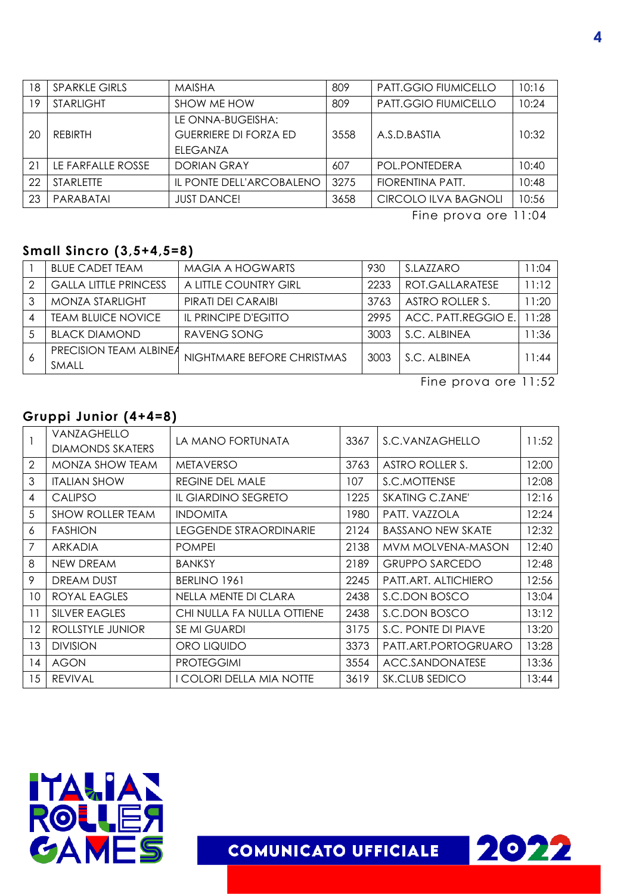| | | | | | |
|---|---|---|---|---|---|
| 18 | SPARKLE GIRLS | MAISHA | 809 | PATT.GGIO FIUMICELLO | 10:16 |
| 19 | STARLIGHT | SHOW ME HOW | 809 | PATT.GGIO FIUMICELLO | 10:24 |
| 20 | REBIRTH | LE ONNA-BUGEISHA: GUERRIERE DI FORZA ED ELEGANZA | 3558 | A.S.D.BASTIA | 10:32 |
| 21 | LE FARFALLE ROSSE | DORIAN GRAY | 607 | POL.PONTEDERA | 10:40 |
| 22 | STARLETTE | IL PONTE DELL'ARCOBALENO | 3275 | FIORENTINA PATT. | 10:48 |
| 23 | PARABATAI | JUST DANCE! | 3658 | CIRCOLO ILVA BAGNOLI | 10:56 |

Fine prova ore 11:04

## Small Sincro (3,5+4,5=8)

| | | | | | |
|---|---|---|---|---|---|
| 1 | BLUE CADET TEAM | MAGIA A HOGWARTS | 930 | S.LAZZARO | 11:04 |
| 2 | GALLA LITTLE PRINCESS | A LITTLE COUNTRY GIRL | 2233 | ROT.GALLARATESE | 11:12 |
| 3 | MONZA STARLIGHT | PIRATI DEI CARAIBI | 3763 | ASTRO ROLLER S. | 11:20 |
| 4 | TEAM BLUICE NOVICE | IL PRINCIPE D'EGITTO | 2995 | ACC. PATT.REGGIO E. | 11:28 |
| 5 | BLACK DIAMOND | RAVENG SONG | 3003 | S.C. ALBINEA | 11:36 |
| 6 | PRECISION TEAM ALBINEA SMALL | NIGHTMARE BEFORE CHRISTMAS | 3003 | S.C. ALBINEA | 11:44 |

Fine prova ore 11:52

## Gruppi Junior (4+4=8)

| | | | | | |
|---|---|---|---|---|---|
| 1 | VANZAGHELLO DIAMONDS SKATERS | LA MANO FORTUNATA | 3367 | S.C.VANZAGHELLO | 11:52 |
| 2 | MONZA SHOW TEAM | METAVERSO | 3763 | ASTRO ROLLER S. | 12:00 |
| 3 | ITALIAN SHOW | REGINE DEL MALE | 107 | S.C.MOTTENSE | 12:08 |
| 4 | CALIPSO | IL GIARDINO SEGRETO | 1225 | SKATING C.ZANE' | 12:16 |
| 5 | SHOW ROLLER TEAM | INDOMITA | 1980 | PATT. VAZZOLA | 12:24 |
| 6 | FASHION | LEGGENDE STRAORDINARIE | 2124 | BASSANO NEW SKATE | 12:32 |
| 7 | ARKADIA | POMPEI | 2138 | MVM MOLVENA-MASON | 12:40 |
| 8 | NEW DREAM | BANKSY | 2189 | GRUPPO SARCEDO | 12:48 |
| 9 | DREAM DUST | BERLINO 1961 | 2245 | PATT.ART. ALTICHIERO | 12:56 |
| 10 | ROYAL EAGLES | NELLA MENTE DI CLARA | 2438 | S.C.DON BOSCO | 13:04 |
| 11 | SILVER EAGLES | CHI NULLA FA NULLA OTTIENE | 2438 | S.C.DON BOSCO | 13:12 |
| 12 | ROLLSTYLE JUNIOR | SE MI GUARDI | 3175 | S.C. PONTE DI PIAVE | 13:20 |
| 13 | DIVISION | ORO LIQUIDO | 3373 | PATT.ART.PORTOGRUARO | 13:28 |
| 14 | AGON | PROTEGGIMI | 3554 | ACC.SANDONATESE | 13:36 |
| 15 | REVIVAL | I COLORI DELLA MIA NOTTE | 3619 | SK.CLUB SEDICO | 13:44 |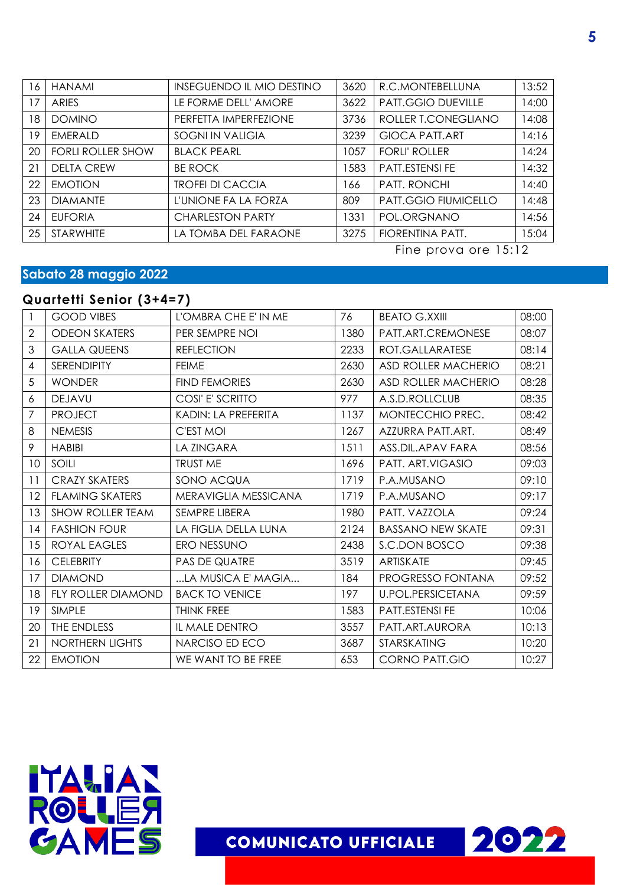| 16 | HANAMI | INSEGUENDO IL MIO DESTINO | 3620 | R.C.MONTEBELLUNA | 13:52 |
|---|---|---|---|---|---|
| 17 | ARIES | LE FORME DELL' AMORE | 3622 | PATT.GGIO DUEVILLE | 14:00 |
| 18 | DOMINO | PERFETTA IMPERFEZIONE | 3736 | ROLLER T.CONEGLIANO | 14:08 |
| 19 | EMERALD | SOGNI IN VALIGIA | 3239 | GIOCA PATT.ART | 14:16 |
| 20 | FORLI ROLLER SHOW | BLACK PEARL | 1057 | FORLI' ROLLER | 14:24 |
| 21 | DELTA CREW | BE ROCK | 1583 | PATT.ESTENSI FE | 14:32 |
| 22 | EMOTION | TROFEI DI CACCIA | 166 | PATT. RONCHI | 14:40 |
| 23 | DIAMANTE | L'UNIONE FA LA FORZA | 809 | PATT.GGIO FIUMICELLO | 14:48 |
| 24 | EUFORIA | CHARLESTON PARTY | 1331 | POL.ORGNANO | 14:56 |
| 25 | STARWHITE | LA TOMBA DEL FARAONE | 3275 | FIORENTINA PATT. | 15:04 |

Fine prova ore 15:12

## Sabato 28 maggio 2022

### Quartetti Senior (3+4=7)

| 1 | GOOD VIBES | L'OMBRA CHE E' IN ME | 76 | BEATO G.XXIII | 08:00 |
|---|---|---|---|---|---|
| 2 | ODEON SKATERS | PER SEMPRE NOI | 1380 | PATT.ART.CREMONESE | 08:07 |
| 3 | GALLA QUEENS | REFLECTION | 2233 | ROT.GALLARATESE | 08:14 |
| 4 | SERENDIPITY | FEIME | 2630 | ASD ROLLER MACHERIO | 08:21 |
| 5 | WONDER | FIND FEMORIES | 2630 | ASD ROLLER MACHERIO | 08:28 |
| 6 | DEJAVU | COSI' E' SCRITTO | 977 | A.S.D.ROLLCLUB | 08:35 |
| 7 | PROJECT | KADIN: LA PREFERITA | 1137 | MONTECCHIO PREC. | 08:42 |
| 8 | NEMESIS | C'EST MOI | 1267 | AZZURRA PATT.ART. | 08:49 |
| 9 | HABIBI | LA ZINGARA | 1511 | ASS.DIL.APAV FARA | 08:56 |
| 10 | SOILI | TRUST ME | 1696 | PATT. ART.VIGASIO | 09:03 |
| 11 | CRAZY SKATERS | SONO ACQUA | 1719 | P.A.MUSANO | 09:10 |
| 12 | FLAMING SKATERS | MERAVIGLIA MESSICANA | 1719 | P.A.MUSANO | 09:17 |
| 13 | SHOW ROLLER TEAM | SEMPRE LIBERA | 1980 | PATT. VAZZOLA | 09:24 |
| 14 | FASHION FOUR | LA FIGLIA DELLA LUNA | 2124 | BASSANO NEW SKATE | 09:31 |
| 15 | ROYAL EAGLES | ERO NESSUNO | 2438 | S.C.DON BOSCO | 09:38 |
| 16 | CELEBRITY | PAS DE QUATRE | 3519 | ARTISKATE | 09:45 |
| 17 | DIAMOND | ...LA MUSICA E' MAGIA... | 184 | PROGRESSO FONTANA | 09:52 |
| 18 | FLY ROLLER DIAMOND | BACK TO VENICE | 197 | U.POL.PERSICETANA | 09:59 |
| 19 | SIMPLE | THINK FREE | 1583 | PATT.ESTENSI FE | 10:06 |
| 20 | THE ENDLESS | IL MALE DENTRO | 3557 | PATT.ART.AURORA | 10:13 |
| 21 | NORTHERN LIGHTS | NARCISO ED ECO | 3687 | STARSKATING | 10:20 |
| 22 | EMOTION | WE WANT TO BE FREE | 653 | CORNO PATT.GIO | 10:27 |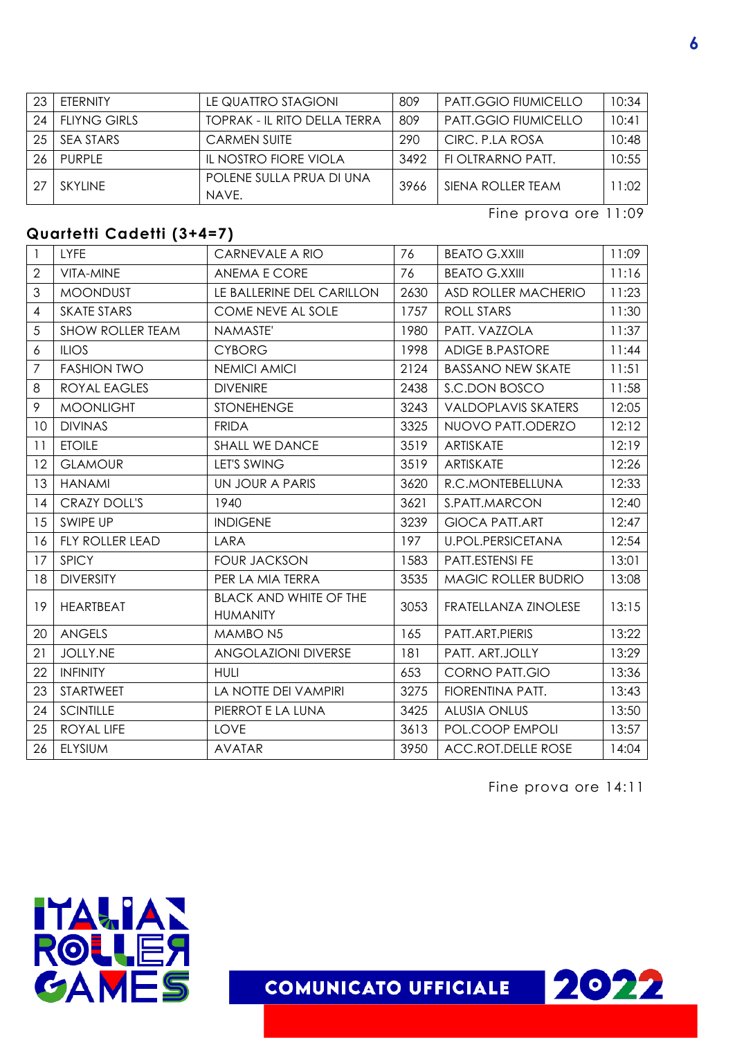| 23 | ETERNITY | LE QUATTRO STAGIONI | 809 | PATT.GGIO FIUMICELLO | 10:34 |
|---|---|---|---|---|---|
| 24 | FLIYNG GIRLS | TOPRAK - IL RITO DELLA TERRA | 809 | PATT.GGIO FIUMICELLO | 10:41 |
| 25 | SEA STARS | CARMEN SUITE | 290 | CIRC. P.LA ROSA | 10:48 |
| 26 | PURPLE | IL NOSTRO FIORE VIOLA | 3492 | FI OLTRARNO PATT. | 10:55 |
| 27 | SKYLINE | POLENE SULLA PRUA DI UNA NAVE. | 3966 | SIENA ROLLER TEAM | 11:02 |

Fine prova ore 11:09

## Quartetti Cadetti (3+4=7)

| 1 | LYFE | CARNEVALE A RIO | 76 | BEATO G.XXIII | 11:09 |
|---|---|---|---|---|---|
| 2 | VITA-MINE | ANEMA E CORE | 76 | BEATO G.XXIII | 11:16 |
| 3 | MOONDUST | LE BALLERINE DEL CARILLON | 2630 | ASD ROLLER MACHERIO | 11:23 |
| 4 | SKATE STARS | COME NEVE AL SOLE | 1757 | ROLL STARS | 11:30 |
| 5 | SHOW ROLLER TEAM | NAMASTE' | 1980 | PATT. VAZZOLA | 11:37 |
| 6 | ILIOS | CYBORG | 1998 | ADIGE B.PASTORE | 11:44 |
| 7 | FASHION TWO | NEMICI AMICI | 2124 | BASSANO NEW SKATE | 11:51 |
| 8 | ROYAL EAGLES | DIVENIRE | 2438 | S.C.DON BOSCO | 11:58 |
| 9 | MOONLIGHT | STONEHENGE | 3243 | VALDOPLAVIS SKATERS | 12:05 |
| 10 | DIVINAS | FRIDA | 3325 | NUOVO PATT.ODERZO | 12:12 |
| 11 | ETOILE | SHALL WE DANCE | 3519 | ARTISKATE | 12:19 |
| 12 | GLAMOUR | LET'S SWING | 3519 | ARTISKATE | 12:26 |
| 13 | HANAMI | UN JOUR A PARIS | 3620 | R.C.MONTEBELLUNA | 12:33 |
| 14 | CRAZY DOLL'S | 1940 | 3621 | S.PATT.MARCON | 12:40 |
| 15 | SWIPE UP | INDIGENE | 3239 | GIOCA PATT.ART | 12:47 |
| 16 | FLY ROLLER LEAD | LARA | 197 | U.POL.PERSICETANA | 12:54 |
| 17 | SPICY | FOUR JACKSON | 1583 | PATT.ESTENSI FE | 13:01 |
| 18 | DIVERSITY | PER LA MIA TERRA | 3535 | MAGIC ROLLER BUDRIO | 13:08 |
| 19 | HEARTBEAT | BLACK AND WHITE OF THE HUMANITY | 3053 | FRATELLANZA ZINOLESE | 13:15 |
| 20 | ANGELS | MAMBO N5 | 165 | PATT.ART.PIERIS | 13:22 |
| 21 | JOLLY.NE | ANGOLAZIONI DIVERSE | 181 | PATT. ART.JOLLY | 13:29 |
| 22 | INFINITY | HULI | 653 | CORNO PATT.GIO | 13:36 |
| 23 | STARTWEET | LA NOTTE DEI VAMPIRI | 3275 | FIORENTINA PATT. | 13:43 |
| 24 | SCINTILLE | PIERROT E LA LUNA | 3425 | ALUSIA ONLUS | 13:50 |
| 25 | ROYAL LIFE | LOVE | 3613 | POL.COOP EMPOLI | 13:57 |
| 26 | ELYSIUM | AVATAR | 3950 | ACC.ROT.DELLE ROSE | 14:04 |

Fine prova ore 14:11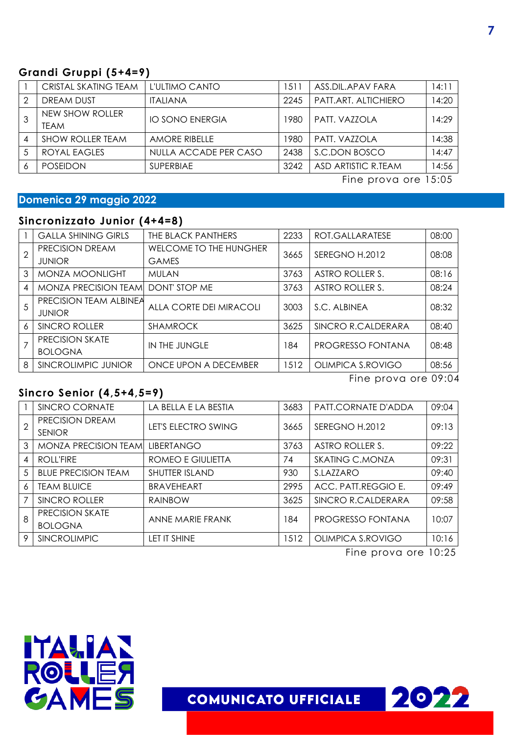## Grandi Gruppi (5+4=9)

| | | | | | |
|---|---|---|---|---|---|
| 1 | CRISTAL SKATING TEAM | L'ULTIMO CANTO | 1511 | ASS.DIL.APAV FARA | 14:11 |
| 2 | DREAM DUST | ITALIANA | 2245 | PATT.ART. ALTICHIERO | 14:20 |
| 3 | NEW SHOW ROLLER TEAM | IO SONO ENERGIA | 1980 | PATT. VAZZOLA | 14:29 |
| 4 | SHOW ROLLER TEAM | AMORE RIBELLE | 1980 | PATT. VAZZOLA | 14:38 |
| 5 | ROYAL EAGLES | NULLA ACCADE PER CASO | 2438 | S.C.DON BOSCO | 14:47 |
| 6 | POSEIDON | SUPERBIAE | 3242 | ASD ARTISTIC R.TEAM | 14:56 |

Fine prova ore 15:05

## Domenica 29 maggio 2022

## Sincronizzato Junior (4+4=8)

| | | | | | |
|---|---|---|---|---|---|
| 1 | GALLA SHINING GIRLS | THE BLACK PANTHERS | 2233 | ROT.GALLARATESE | 08:00 |
| 2 | PRECISION DREAM JUNIOR | WELCOME TO THE HUNGHER GAMES | 3665 | SEREGNO H.2012 | 08:08 |
| 3 | MONZA MOONLIGHT | MULAN | 3763 | ASTRO ROLLER S. | 08:16 |
| 4 | MONZA PRECISION TEAM | DONT' STOP ME | 3763 | ASTRO ROLLER S. | 08:24 |
| 5 | PRECISION TEAM ALBINEA JUNIOR | ALLA CORTE DEI MIRACOLI | 3003 | S.C. ALBINEA | 08:32 |
| 6 | SINCRO ROLLER | SHAMROCK | 3625 | SINCRO R.CALDERARA | 08:40 |
| 7 | PRECISION SKATE BOLOGNA | IN THE JUNGLE | 184 | PROGRESSO FONTANA | 08:48 |
| 8 | SINCROLIMPIC JUNIOR | ONCE UPON A DECEMBER | 1512 | OLIMPICA S.ROVIGO | 08:56 |

Fine prova ore 09:04

## Sincro Senior (4,5+4,5=9)

| | | | | | |
|---|---|---|---|---|---|
| 1 | SINCRO CORNATE | LA BELLA E LA BESTIA | 3683 | PATT.CORNATE D'ADDA | 09:04 |
| 2 | PRECISION DREAM SENIOR | LET'S ELECTRO SWING | 3665 | SEREGNO H.2012 | 09:13 |
| 3 | MONZA PRECISION TEAM | LIBERTANGO | 3763 | ASTRO ROLLER S. | 09:22 |
| 4 | ROLL'FIRE | ROMEO E GIULIETTA | 74 | SKATING C.MONZA | 09:31 |
| 5 | BLUE PRECISION TEAM | SHUTTER ISLAND | 930 | S.LAZZARO | 09:40 |
| 6 | TEAM BLUICE | BRAVEHEART | 2995 | ACC. PATT.REGGIO E. | 09:49 |
| 7 | SINCRO ROLLER | RAINBOW | 3625 | SINCRO R.CALDERARA | 09:58 |
| 8 | PRECISION SKATE BOLOGNA | ANNE MARIE FRANK | 184 | PROGRESSO FONTANA | 10:07 |
| 9 | SINCROLIMPIC | LET IT SHINE | 1512 | OLIMPICA S.ROVIGO | 10:16 |

Fine prova ore 10:25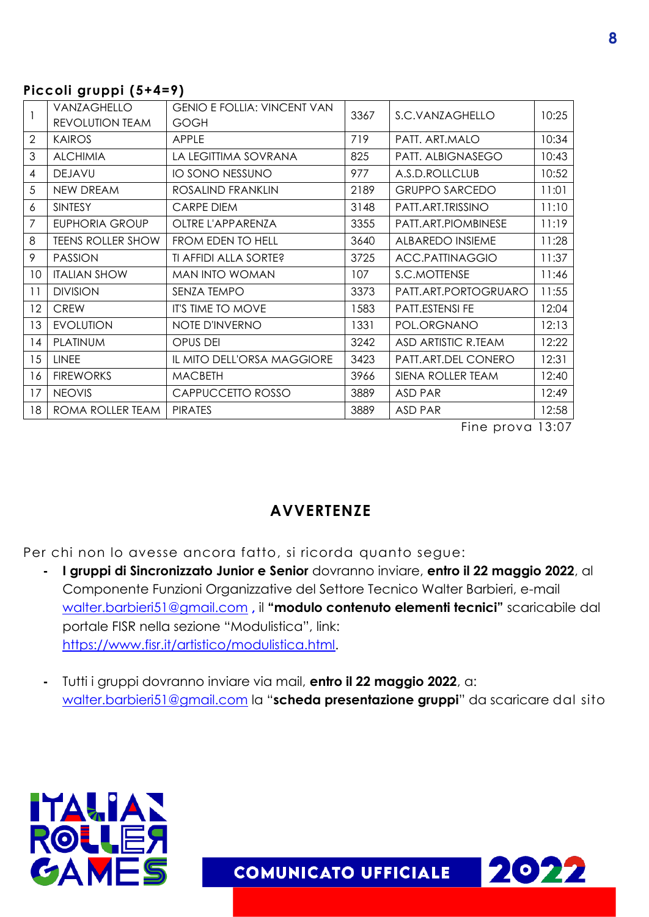**Piccoli gruppi (5+4=9)**

| | | | | | |
|---|---|---|---|---|---|
| 1 | VANZAGHELLO REVOLUTION TEAM | GENIO E FOLLIA: VINCENT VAN GOGH | 3367 | S.C.VANZAGHELLO | 10:25 |
| 2 | KAIROS | APPLE | 719 | PATT. ART.MALO | 10:34 |
| 3 | ALCHIMIA | LA LEGITTIMA SOVRANA | 825 | PATT. ALBIGNASEGO | 10:43 |
| 4 | DEJAVU | IO SONO NESSUNO | 977 | A.S.D.ROLLCLUB | 10:52 |
| 5 | NEW DREAM | ROSALIND FRANKLIN | 2189 | GRUPPO SARCEDO | 11:01 |
| 6 | SINTESY | CARPE DIEM | 3148 | PATT.ART.TRISSINO | 11:10 |
| 7 | EUPHORIA GROUP | OLTRE L'APPARENZA | 3355 | PATT.ART.PIOMBINESE | 11:19 |
| 8 | TEENS ROLLER SHOW | FROM EDEN TO HELL | 3640 | ALBAREDO INSIEME | 11:28 |
| 9 | PASSION | TI AFFIDI ALLA SORTE? | 3725 | ACC.PATTINAGGIO | 11:37 |
| 10 | ITALIAN SHOW | MAN INTO WOMAN | 107 | S.C.MOTTENSE | 11:46 |
| 11 | DIVISION | SENZA TEMPO | 3373 | PATT.ART.PORTOGRUARO | 11:55 |
| 12 | CREW | IT'S TIME TO MOVE | 1583 | PATT.ESTENSI FE | 12:04 |
| 13 | EVOLUTION | NOTE D'INVERNO | 1331 | POL.ORGNANO | 12:13 |
| 14 | PLATINUM | OPUS DEI | 3242 | ASD ARTISTIC R.TEAM | 12:22 |
| 15 | LINEE | IL MITO DELL'ORSA MAGGIORE | 3423 | PATT.ART.DEL CONERO | 12:31 |
| 16 | FIREWORKS | MACBETH | 3966 | SIENA ROLLER TEAM | 12:40 |
| 17 | NEOVIS | CAPPUCCETTO ROSSO | 3889 | ASD PAR | 12:49 |
| 18 | ROMA ROLLER TEAM | PIRATES | 3889 | ASD PAR | 12:58 |

Fine prova 13:07

## AVVERTENZE

Per chi non lo avesse ancora fatto, si ricorda quanto segue:

- **I gruppi di Sincronizzato Junior e Senior** dovranno inviare, **entro il 22 maggio 2022**, al Componente Funzioni Organizzative del Settore Tecnico Walter Barbieri, e-mail walter.barbieri51@gmail.com **,** il **"modulo contenuto elementi tecnici"** scaricabile dal portale FISR nella sezione "Modulistica", link: https://www.fisr.it/artistico/modulistica.html.

- Tutti i gruppi dovranno inviare via mail, **entro il 22 maggio 2022**, a: walter.barbieri51@gmail.com la "**scheda presentazione gruppi**" da scaricare dal sito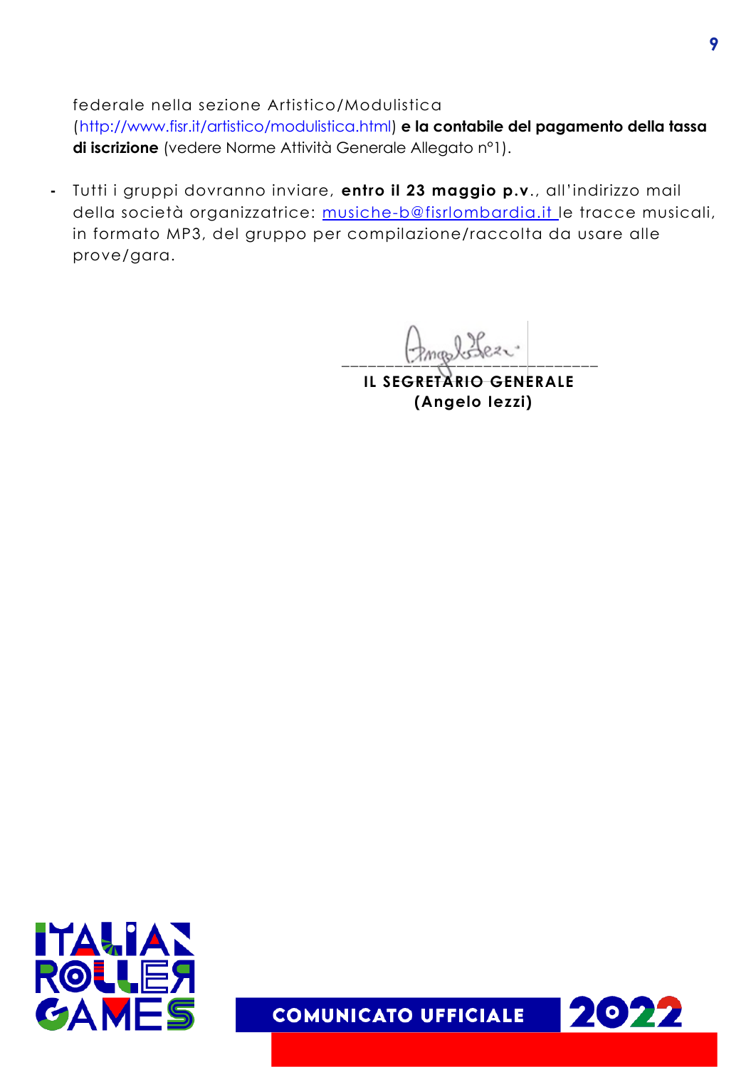federale nella sezione Artistico/Modulistica (http://www.fisr.it/artistico/modulistica.html) **e la contabile del pagamento della tassa di iscrizione** (vedere Norme Attività Generale Allegato n°1).

- Tutti i gruppi dovranno inviare, **entro il 23 maggio p.v**., all'indirizzo mail della società organizzatrice: musiche-b@fisrlombardia.it le tracce musicali, in formato MP3, del gruppo per compilazione/raccolta da usare alle prove/gara.

______________________________

**IL SEGRETARIO GENERALE**
**(Angelo Iezzi)**